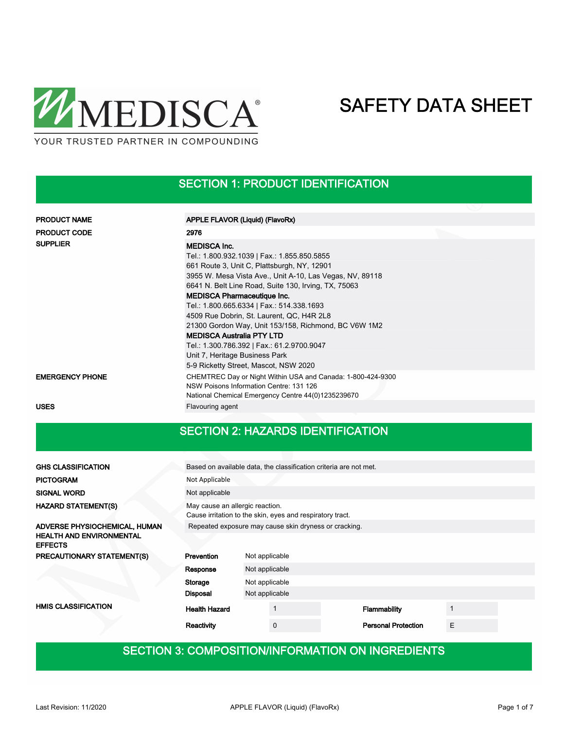MEDISCA®

YOUR TRUSTED PARTNER IN COMPOUNDING

# SAFETY DATA SHEET

## SECTION 1: PRODUCT IDENTIFICATION

| | |
|---|---|
| **PRODUCT NAME** | **APPLE FLAVOR (Liquid) (FlavoRx)** |
| **PRODUCT CODE** | **2976** |
| **SUPPLIER** | **MEDISCA Inc.**<br>Tel.: 1.800.932.1039 \| Fax.: 1.855.850.5855<br>661 Route 3, Unit C, Plattsburgh, NY, 12901<br>3955 W. Mesa Vista Ave., Unit A-10, Las Vegas, NV, 89118<br>6641 N. Belt Line Road, Suite 130, Irving, TX, 75063<br>**MEDISCA Pharmaceutique Inc.**<br>Tel.: 1.800.665.6334 \| Fax.: 514.338.1693<br>4509 Rue Dobrin, St. Laurent, QC, H4R 2L8<br>21300 Gordon Way, Unit 153/158, Richmond, BC V6W 1M2<br>**MEDISCA Australia PTY LTD**<br>Tel.: 1.300.786.392 \| Fax.: 61.2.9700.9047<br>Unit 7, Heritage Business Park<br>5-9 Ricketty Street, Mascot, NSW 2020 |
| **EMERGENCY PHONE** | CHEMTREC Day or Night Within USA and Canada: 1-800-424-9300<br>NSW Poisons Information Centre: 131 126<br>National Chemical Emergency Centre 44(0)1235239670 |
| **USES** | Flavouring agent |

## SECTION 2: HAZARDS IDENTIFICATION

| | |
|---|---|
| **GHS CLASSIFICATION** | Based on available data, the classification criteria are not met. |
| **PICTOGRAM** | Not Applicable |
| **SIGNAL WORD** | Not applicable |
| **HAZARD STATEMENT(S)** | May cause an allergic reaction.<br>Cause irritation to the skin, eyes and respiratory tract. |
| **ADVERSE PHYSIOCHEMICAL, HUMAN HEALTH AND ENVIRONMENTAL EFFECTS** | Repeated exposure may cause skin dryness or cracking. |

**PRECAUTIONARY STATEMENT(S)**

| | |
|---|---|
| **Prevention** | Not applicable |
| **Response** | Not applicable |
| **Storage** | Not applicable |
| **Disposal** | Not applicable |

**HMIS CLASSIFICATION**

| | | | |
|---|---|---|---|
| **Health Hazard** | 1 | **Flammability** | 1 |
| **Reactivity** | 0 | **Personal Protection** | E |

## SECTION 3: COMPOSITION/INFORMATION ON INGREDIENTS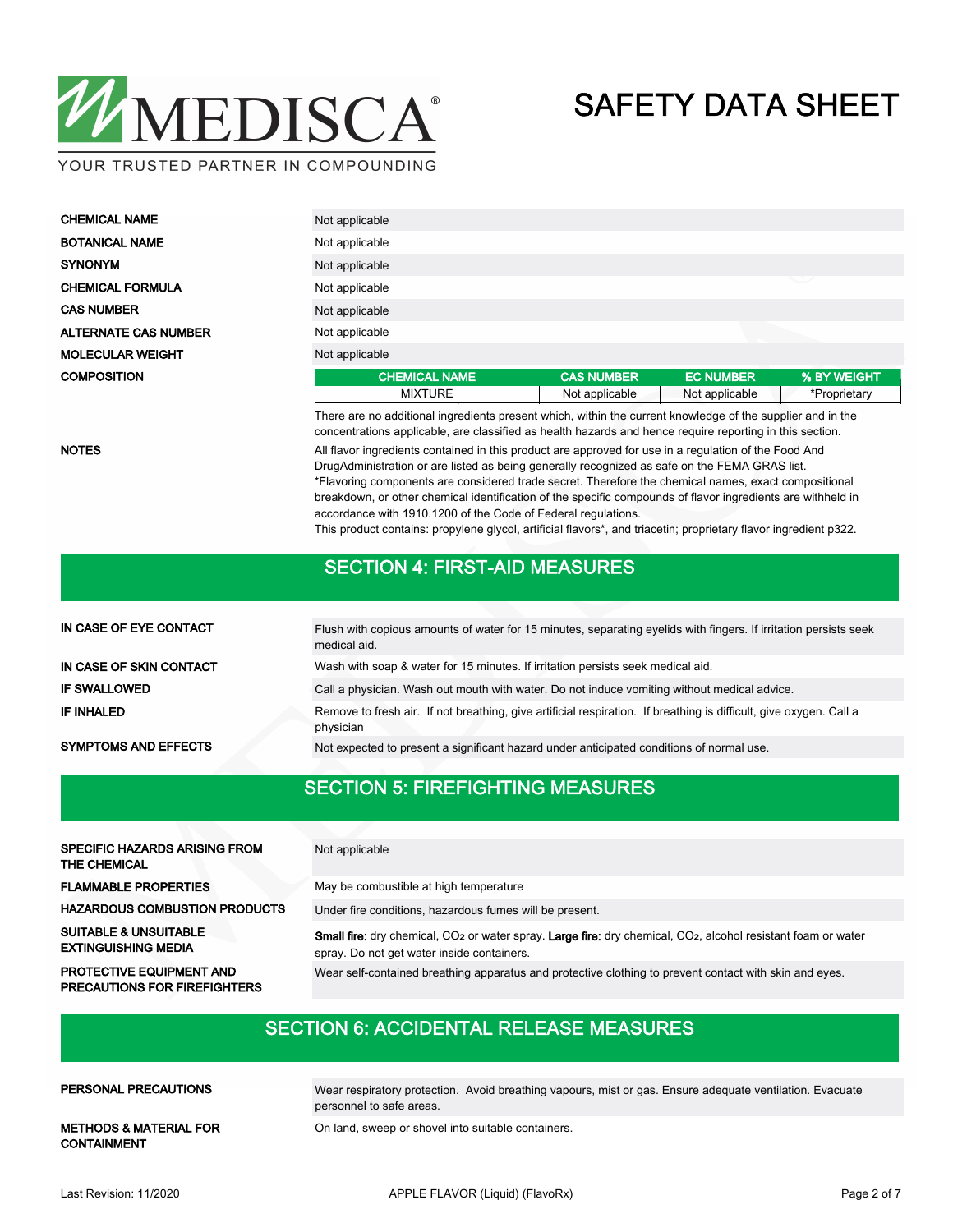# SAFETY DATA SHEET

| | |
|---|---|
| **CHEMICAL NAME** | Not applicable |
| **BOTANICAL NAME** | Not applicable |
| **SYNONYM** | Not applicable |
| **CHEMICAL FORMULA** | Not applicable |
| **CAS NUMBER** | Not applicable |
| **ALTERNATE CAS NUMBER** | Not applicable |
| **MOLECULAR WEIGHT** | Not applicable |

**COMPOSITION**

| CHEMICAL NAME | CAS NUMBER | EC NUMBER | % BY WEIGHT |
|---|---|---|---|
| MIXTURE | Not applicable | Not applicable | *Proprietary |

There are no additional ingredients present which, within the current knowledge of the supplier and in the concentrations applicable, are classified as health hazards and hence require reporting in this section.

**NOTES**

All flavor ingredients contained in this product are approved for use in a regulation of the Food And DrugAdministration or are listed as being generally recognized as safe on the FEMA GRAS list.
*Flavoring components are considered trade secret. Therefore the chemical names, exact compositional breakdown, or other chemical identification of the specific compounds of flavor ingredients are withheld in accordance with 1910.1200 of the Code of Federal regulations.
This product contains: propylene glycol, artificial flavors*, and triacetin; proprietary flavor ingredient p322.

## SECTION 4: FIRST-AID MEASURES

| | |
|---|---|
| **IN CASE OF EYE CONTACT** | Flush with copious amounts of water for 15 minutes, separating eyelids with fingers. If irritation persists seek medical aid. |
| **IN CASE OF SKIN CONTACT** | Wash with soap & water for 15 minutes. If irritation persists seek medical aid. |
| **IF SWALLOWED** | Call a physician. Wash out mouth with water. Do not induce vomiting without medical advice. |
| **IF INHALED** | Remove to fresh air. If not breathing, give artificial respiration. If breathing is difficult, give oxygen. Call a physician |
| **SYMPTOMS AND EFFECTS** | Not expected to present a significant hazard under anticipated conditions of normal use. |

## SECTION 5: FIREFIGHTING MEASURES

| | |
|---|---|
| **SPECIFIC HAZARDS ARISING FROM THE CHEMICAL** | Not applicable |
| **FLAMMABLE PROPERTIES** | May be combustible at high temperature |
| **HAZARDOUS COMBUSTION PRODUCTS** | Under fire conditions, hazardous fumes will be present. |
| **SUITABLE & UNSUITABLE EXTINGUISHING MEDIA** | **Small fire:** dry chemical, $CO_2$ or water spray. **Large fire:** dry chemical, $CO_2$, alcohol resistant foam or water spray. Do not get water inside containers. |
| **PROTECTIVE EQUIPMENT AND PRECAUTIONS FOR FIREFIGHTERS** | Wear self-contained breathing apparatus and protective clothing to prevent contact with skin and eyes. |

## SECTION 6: ACCIDENTAL RELEASE MEASURES

| | |
|---|---|
| **PERSONAL PRECAUTIONS** | Wear respiratory protection. Avoid breathing vapours, mist or gas. Ensure adequate ventilation. Evacuate personnel to safe areas. |
| **METHODS & MATERIAL FOR CONTAINMENT** | On land, sweep or shovel into suitable containers. |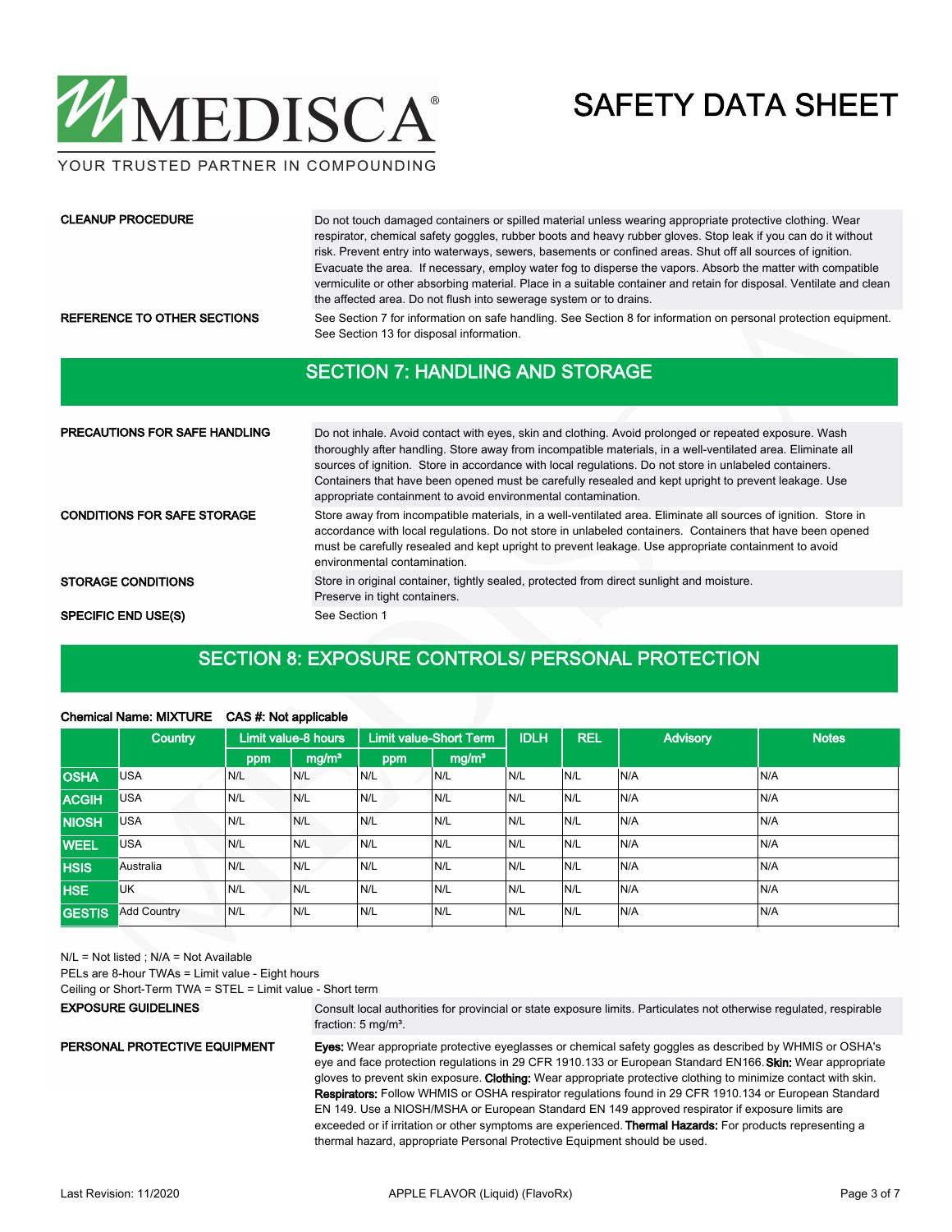**CLEANUP PROCEDURE**

Do not touch damaged containers or spilled material unless wearing appropriate protective clothing. Wear respirator, chemical safety goggles, rubber boots and heavy rubber gloves. Stop leak if you can do it without risk. Prevent entry into waterways, sewers, basements or confined areas. Shut off all sources of ignition. Evacuate the area. If necessary, employ water fog to disperse the vapors. Absorb the matter with compatible vermiculite or other absorbing material. Place in a suitable container and retain for disposal. Ventilate and clean the affected area. Do not flush into sewerage system or to drains.

**REFERENCE TO OTHER SECTIONS**

See Section 7 for information on safe handling. See Section 8 for information on personal protection equipment. See Section 13 for disposal information.

## SECTION 7: HANDLING AND STORAGE

**PRECAUTIONS FOR SAFE HANDLING**

Do not inhale. Avoid contact with eyes, skin and clothing. Avoid prolonged or repeated exposure. Wash thoroughly after handling. Store away from incompatible materials, in a well-ventilated area. Eliminate all sources of ignition. Store in accordance with local regulations. Do not store in unlabeled containers. Containers that have been opened must be carefully resealed and kept upright to prevent leakage. Use appropriate containment to avoid environmental contamination.

**CONDITIONS FOR SAFE STORAGE**

Store away from incompatible materials, in a well-ventilated area. Eliminate all sources of ignition. Store in accordance with local regulations. Do not store in unlabeled containers. Containers that have been opened must be carefully resealed and kept upright to prevent leakage. Use appropriate containment to avoid environmental contamination.

**STORAGE CONDITIONS**

Store in original container, tightly sealed, protected from direct sunlight and moisture. Preserve in tight containers.

**SPECIFIC END USE(S)**

See Section 1

## SECTION 8: EXPOSURE CONTROLS/ PERSONAL PROTECTION

**Chemical Name: MIXTURE CAS #: Not applicable**

| | Country | Limit value-8 hours | | Limit value-Short Term | | IDLH | REL | Advisory | Notes |
|---|---|---|---|---|---|---|---|---|---|
| | | ppm | mg/m³ | ppm | mg/m³ | | | | |
| **OSHA** | USA | N/L | N/L | N/L | N/L | N/L | N/L | N/A | N/A |
| **ACGIH** | USA | N/L | N/L | N/L | N/L | N/L | N/L | N/A | N/A |
| **NIOSH** | USA | N/L | N/L | N/L | N/L | N/L | N/L | N/A | N/A |
| **WEEL** | USA | N/L | N/L | N/L | N/L | N/L | N/L | N/A | N/A |
| **HSIS** | Australia | N/L | N/L | N/L | N/L | N/L | N/L | N/A | N/A |
| **HSE** | UK | N/L | N/L | N/L | N/L | N/L | N/L | N/A | N/A |
| **GESTIS** | Add Country | N/L | N/L | N/L | N/L | N/L | N/L | N/A | N/A |

N/L = Not listed ; N/A = Not Available

PELs are 8-hour TWAs = Limit value - Eight hours

Ceiling or Short-Term TWA = STEL = Limit value - Short term

**EXPOSURE GUIDELINES**

Consult local authorities for provincial or state exposure limits. Particulates not otherwise regulated, respirable fraction: 5 mg/m³.

**PERSONAL PROTECTIVE EQUIPMENT**

**Eyes:** Wear appropriate protective eyeglasses or chemical safety goggles as described by WHMIS or OSHA's eye and face protection regulations in 29 CFR 1910.133 or European Standard EN166. **Skin:** Wear appropriate gloves to prevent skin exposure. **Clothing:** Wear appropriate protective clothing to minimize contact with skin. **Respirators:** Follow WHMIS or OSHA respirator regulations found in 29 CFR 1910.134 or European Standard EN 149. Use a NIOSH/MSHA or European Standard EN 149 approved respirator if exposure limits are exceeded or if irritation or other symptoms are experienced. **Thermal Hazards:** For products representing a thermal hazard, appropriate Personal Protective Equipment should be used.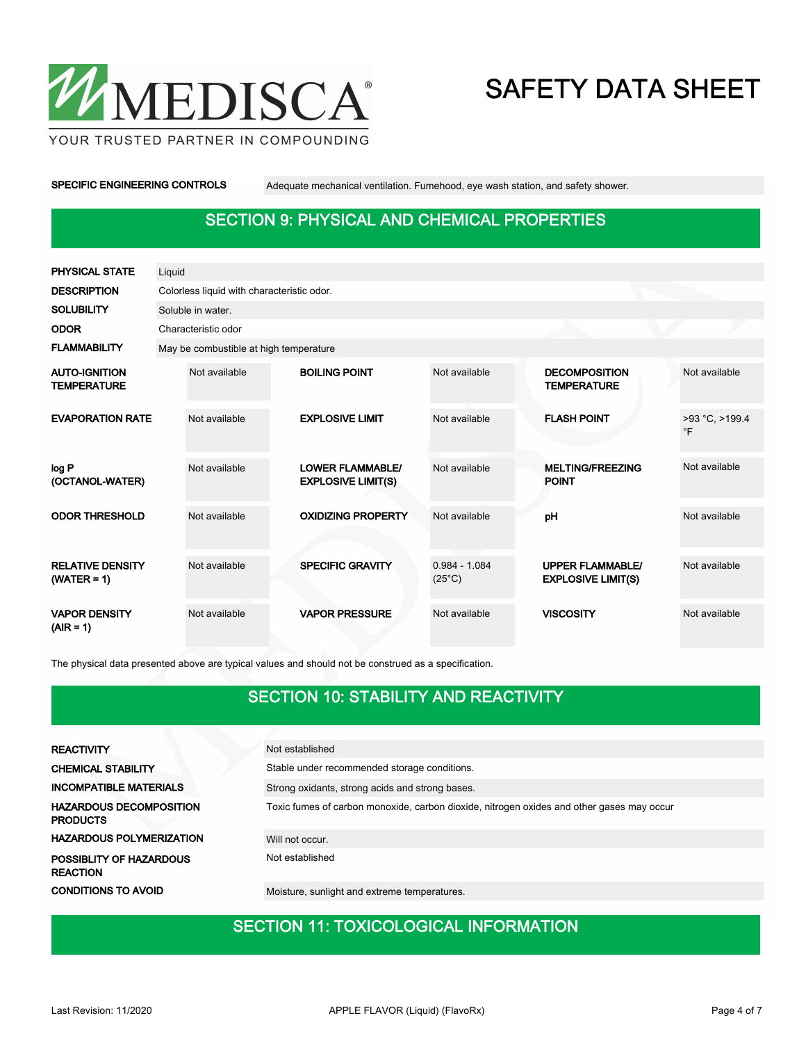| | |
|---|---|
| **SPECIFIC ENGINEERING CONTROLS** | Adequate mechanical ventilation. Fumehood, eye wash station, and safety shower. |

## SECTION 9: PHYSICAL AND CHEMICAL PROPERTIES

| | |
|---|---|
| **PHYSICAL STATE** | Liquid |
| **DESCRIPTION** | Colorless liquid with characteristic odor. |
| **SOLUBILITY** | Soluble in water. |
| **ODOR** | Characteristic odor |
| **FLAMMABILITY** | May be combustible at high temperature |

| | | | | | |
|---|---|---|---|---|---|
| **AUTO-IGNITION TEMPERATURE** | Not available | **BOILING POINT** | Not available | **DECOMPOSITION TEMPERATURE** | Not available |
| **EVAPORATION RATE** | Not available | **EXPLOSIVE LIMIT** | Not available | **FLASH POINT** | >93 °C, >199.4 °F |
| **log P (OCTANOL-WATER)** | Not available | **LOWER FLAMMABLE/ EXPLOSIVE LIMIT(S)** | Not available | **MELTING/FREEZING POINT** | Not available |
| **ODOR THRESHOLD** | Not available | **OXIDIZING PROPERTY** | Not available | **pH** | Not available |
| **RELATIVE DENSITY (WATER = 1)** | Not available | **SPECIFIC GRAVITY** | 0.984 - 1.084 (25°C) | **UPPER FLAMMABLE/ EXPLOSIVE LIMIT(S)** | Not available |
| **VAPOR DENSITY (AIR = 1)** | Not available | **VAPOR PRESSURE** | Not available | **VISCOSITY** | Not available |

The physical data presented above are typical values and should not be construed as a specification.

## SECTION 10: STABILITY AND REACTIVITY

| | |
|---|---|
| **REACTIVITY** | Not established |
| **CHEMICAL STABILITY** | Stable under recommended storage conditions. |
| **INCOMPATIBLE MATERIALS** | Strong oxidants, strong acids and strong bases. |
| **HAZARDOUS DECOMPOSITION PRODUCTS** | Toxic fumes of carbon monoxide, carbon dioxide, nitrogen oxides and other gases may occur |
| **HAZARDOUS POLYMERIZATION** | Will not occur. |
| **POSSIBLITY OF HAZARDOUS REACTION** | Not established |
| **CONDITIONS TO AVOID** | Moisture, sunlight and extreme temperatures. |

## SECTION 11: TOXICOLOGICAL INFORMATION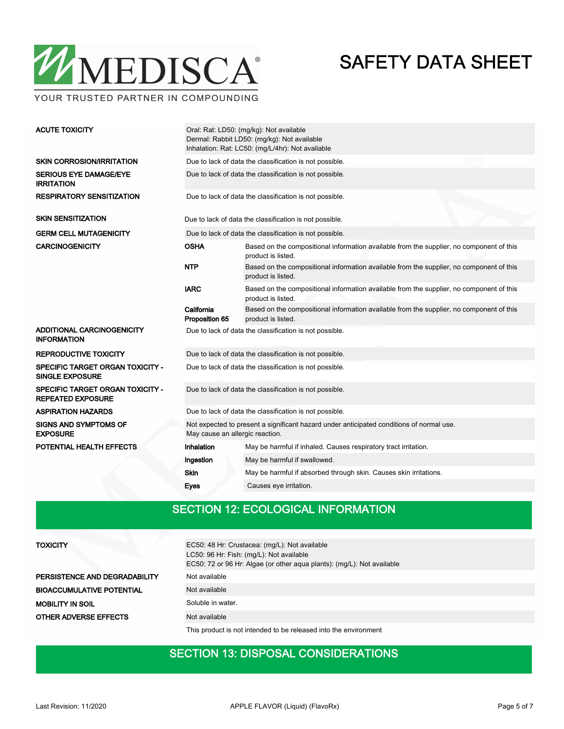| | | |
|---|---|---|
| **ACUTE TOXICITY** | Oral: Rat: LD50: (mg/kg): Not available<br>Dermal: Rabbit LD50: (mg/kg): Not available<br>Inhalation: Rat: LC50: (mg/L/4hr): Not available | |
| **SKIN CORROSION/IRRITATION** | Due to lack of data the classification is not possible. | |
| **SERIOUS EYE DAMAGE/EYE IRRITATION** | Due to lack of data the classification is not possible. | |
| **RESPIRATORY SENSITIZATION** | Due to lack of data the classification is not possible. | |
| **SKIN SENSITIZATION** | Due to lack of data the classification is not possible. | |
| **GERM CELL MUTAGENICITY** | Due to lack of data the classification is not possible. | |
| **CARCINOGENICITY** | **OSHA** | Based on the compositional information available from the supplier, no component of this product is listed. |
| | **NTP** | Based on the compositional information available from the supplier, no component of this product is listed. |
| | **IARC** | Based on the compositional information available from the supplier, no component of this product is listed. |
| | **California Proposition 65** | Based on the compositional information available from the supplier, no component of this product is listed. |
| **ADDITIONAL CARCINOGENICITY INFORMATION** | Due to lack of data the classification is not possible. | |
| **REPRODUCTIVE TOXICITY** | Due to lack of data the classification is not possible. | |
| **SPECIFIC TARGET ORGAN TOXICITY - SINGLE EXPOSURE** | Due to lack of data the classification is not possible. | |
| **SPECIFIC TARGET ORGAN TOXICITY - REPEATED EXPOSURE** | Due to lack of data the classification is not possible. | |
| **ASPIRATION HAZARDS** | Due to lack of data the classification is not possible. | |
| **SIGNS AND SYMPTOMS OF EXPOSURE** | Not expected to present a significant hazard under anticipated conditions of normal use.<br>May cause an allergic reaction. | |
| **POTENTIAL HEALTH EFFECTS** | **Inhalation** | May be harmful if inhaled. Causes respiratory tract irritation. |
| | **Ingestion** | May be harmful if swallowed. |
| | **Skin** | May be harmful if absorbed through skin. Causes skin irritations. |
| | **Eyes** | Causes eye irritation. |

## SECTION 12: ECOLOGICAL INFORMATION

| | |
|---|---|
| **TOXICITY** | EC50: 48 Hr: Crustacea: (mg/L): Not available<br>LC50: 96 Hr: Fish: (mg/L): Not available<br>EC50: 72 or 96 Hr: Algae (or other aqua plants): (mg/L): Not available |
| **PERSISTENCE AND DEGRADABILITY** | Not available |
| **BIOACCUMULATIVE POTENTIAL** | Not available |
| **MOBILITY IN SOIL** | Soluble in water. |
| **OTHER ADVERSE EFFECTS** | Not available |
| | This product is not intended to be released into the environment |

## SECTION 13: DISPOSAL CONSIDERATIONS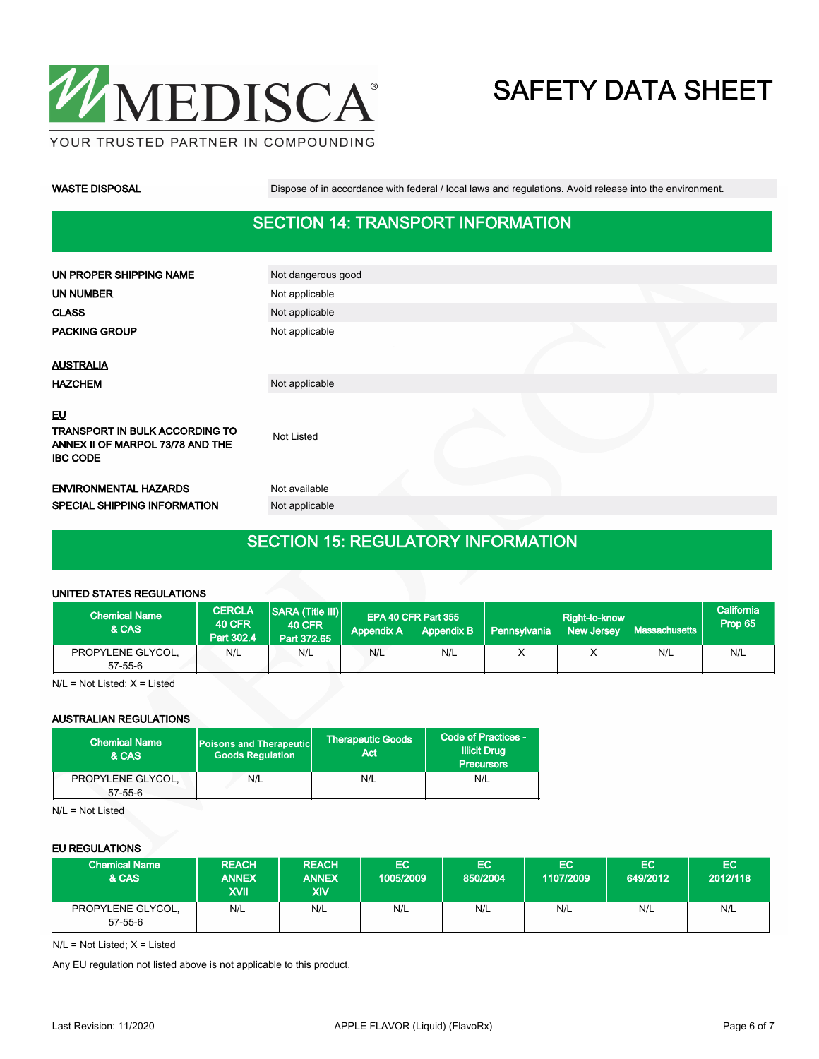| | |
|---|---|
| **WASTE DISPOSAL** | Dispose of in accordance with federal / local laws and regulations. Avoid release into the environment. |

## SECTION 14: TRANSPORT INFORMATION

| | |
|---|---|
| **UN PROPER SHIPPING NAME** | Not dangerous good |
| **UN NUMBER** | Not applicable |
| **CLASS** | Not applicable |
| **PACKING GROUP** | Not applicable |

**AUSTRALIA**

| | |
|---|---|
| **HAZCHEM** | Not applicable |

**EU**

| | |
|---|---|
| **TRANSPORT IN BULK ACCORDING TO ANNEX II OF MARPOL 73/78 AND THE IBC CODE** | Not Listed |
| **ENVIRONMENTAL HAZARDS** | Not available |
| **SPECIAL SHIPPING INFORMATION** | Not applicable |

## SECTION 15: REGULATORY INFORMATION

**UNITED STATES REGULATIONS**

| Chemical Name & CAS | CERCLA 40 CFR Part 302.4 | SARA (Title III) 40 CFR Part 372.65 | EPA 40 CFR Part 355 | | Right-to-know | | | California Prop 65 |
|---|---|---|---|---|---|---|---|---|
| | | | Appendix A | Appendix B | Pennsylvania | New Jersey | Massachusetts | |
| PROPYLENE GLYCOL, 57-55-6 | N/L | N/L | N/L | N/L | X | X | N/L | N/L |

N/L = Not Listed; X = Listed

**AUSTRALIAN REGULATIONS**

| Chemical Name & CAS | Poisons and Therapeutic Goods Regulation | Therapeutic Goods Act | Code of Practices - Illicit Drug Precursors |
|---|---|---|---|
| PROPYLENE GLYCOL, 57-55-6 | N/L | N/L | N/L |

N/L = Not Listed

**EU REGULATIONS**

| Chemical Name & CAS | REACH ANNEX XVII | REACH ANNEX XIV | EC 1005/2009 | EC 850/2004 | EC 1107/2009 | EC 649/2012 | EC 2012/118 |
|---|---|---|---|---|---|---|---|
| PROPYLENE GLYCOL, 57-55-6 | N/L | N/L | N/L | N/L | N/L | N/L | N/L |

N/L = Not Listed; X = Listed

Any EU regulation not listed above is not applicable to this product.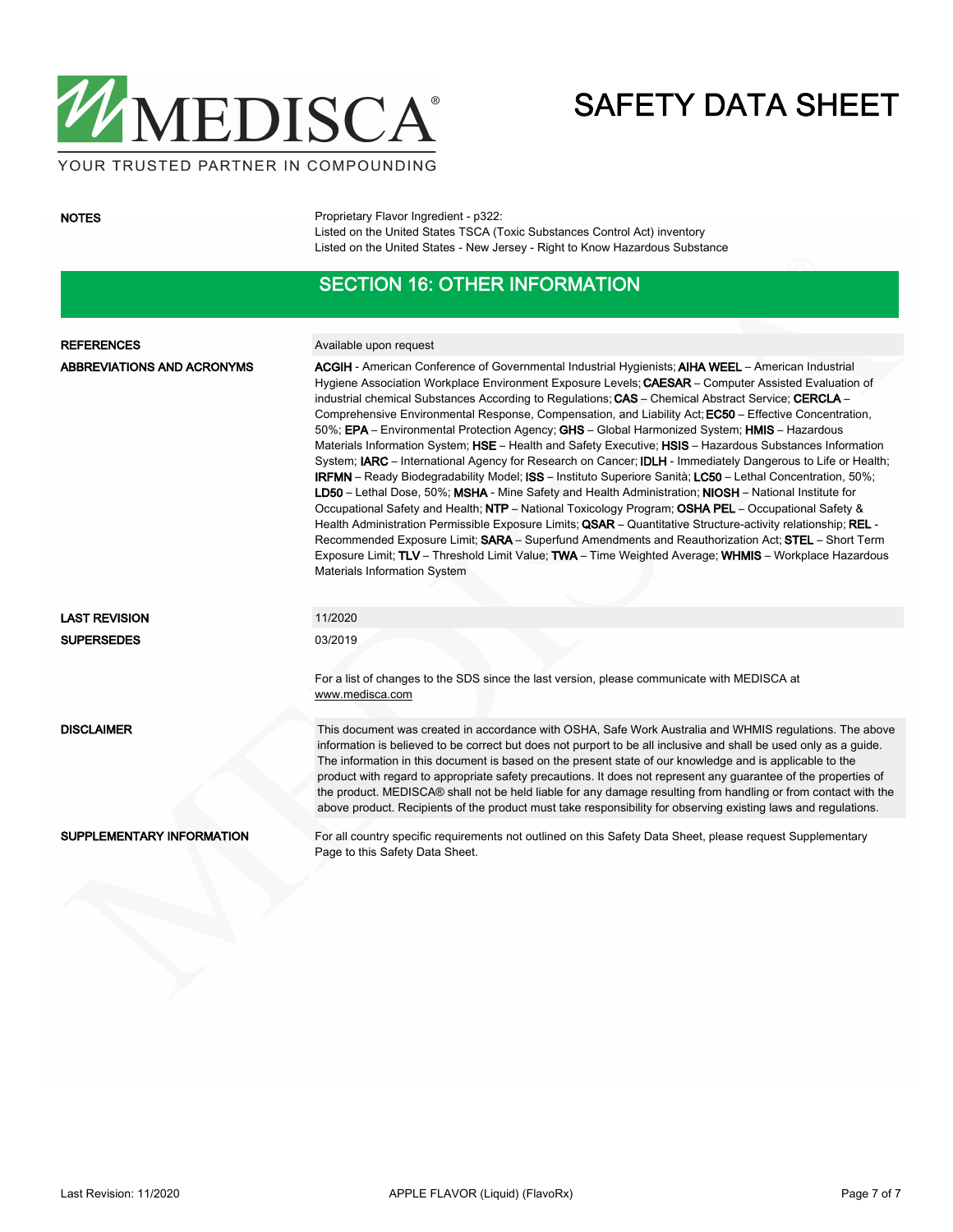**NOTES**

Proprietary Flavor Ingredient - p322:
Listed on the United States TSCA (Toxic Substances Control Act) inventory
Listed on the United States - New Jersey - Right to Know Hazardous Substance

## SECTION 16: OTHER INFORMATION

**REFERENCES**

Available upon request

**ABBREVIATIONS AND ACRONYMS**

**ACGIH** - American Conference of Governmental Industrial Hygienists; **AIHA WEEL** – American Industrial Hygiene Association Workplace Environment Exposure Levels; **CAESAR** – Computer Assisted Evaluation of industrial chemical Substances According to Regulations; **CAS** – Chemical Abstract Service; **CERCLA** – Comprehensive Environmental Response, Compensation, and Liability Act; **EC50** – Effective Concentration, 50%; **EPA** – Environmental Protection Agency; **GHS** – Global Harmonized System; **HMIS** – Hazardous Materials Information System; **HSE** – Health and Safety Executive; **HSIS** – Hazardous Substances Information System; **IARC** – International Agency for Research on Cancer; **IDLH** - Immediately Dangerous to Life or Health; **IRFMN** – Ready Biodegradability Model; **ISS** – Instituto Superiore Sanità; **LC50** – Lethal Concentration, 50%; **LD50** – Lethal Dose, 50%; **MSHA** - Mine Safety and Health Administration; **NIOSH** – National Institute for Occupational Safety and Health; **NTP** – National Toxicology Program; **OSHA PEL** – Occupational Safety & Health Administration Permissible Exposure Limits; **QSAR** – Quantitative Structure-activity relationship; **REL** - Recommended Exposure Limit; **SARA** – Superfund Amendments and Reauthorization Act; **STEL** – Short Term Exposure Limit; **TLV** – Threshold Limit Value; **TWA** – Time Weighted Average; **WHMIS** – Workplace Hazardous Materials Information System

**LAST REVISION**

11/2020

**SUPERSEDES**

03/2019

For a list of changes to the SDS since the last version, please communicate with MEDISCA at www.medisca.com

**DISCLAIMER**

This document was created in accordance with OSHA, Safe Work Australia and WHMIS regulations. The above information is believed to be correct but does not purport to be all inclusive and shall be used only as a guide. The information in this document is based on the present state of our knowledge and is applicable to the product with regard to appropriate safety precautions. It does not represent any guarantee of the properties of the product. MEDISCA® shall not be held liable for any damage resulting from handling or from contact with the above product. Recipients of the product must take responsibility for observing existing laws and regulations.

**SUPPLEMENTARY INFORMATION**

For all country specific requirements not outlined on this Safety Data Sheet, please request Supplementary Page to this Safety Data Sheet.